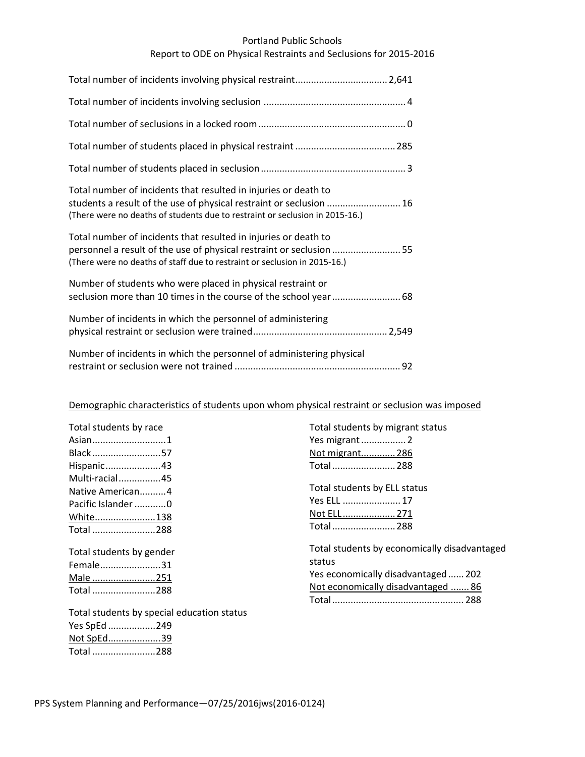# Portland Public Schools

## Report to ODE on Physical Restraints and Seclusions for 2015-2016

Total number of incidents involving physical restraint.................................. 2,641

Total number of incidents involving seclusion ..................................................... 4

Total number of seclusions in a locked room ....................................................... 0

Total number of students placed in physical restraint ...................................... 285

Total number of students placed in seclusion ...................................................... 3

Total number of incidents that resulted in injuries or death to students a result of the use of physical restraint or seclusion ........................... 16
(There were no deaths of students due to restraint or seclusion in 2015-16.)

Total number of incidents that resulted in injuries or death to personnel a result of the use of physical restraint or seclusion .......................... 55
(There were no deaths of staff due to restraint or seclusion in 2015-16.)

Number of students who were placed in physical restraint or seclusion more than 10 times in the course of the school year .......................... 68

Number of incidents in which the personnel of administering physical restraint or seclusion were trained.................................................. 2,549

Number of incidents in which the personnel of administering physical restraint or seclusion were not trained .............................................................. 92

### Demographic characteristics of students upon whom physical restraint or seclusion was imposed

Total students by race
Asian............................1
Black..........................57
Hispanic.....................43
Multi-racial................45
Native American..........4
Pacific Islander ............0
White.......................138
Total ........................288

Total students by gender
Female.......................31
Male ........................251
Total ........................288

Total students by special education status
Yes SpEd ..................249
Not SpEd....................39
Total ........................288

Total students by migrant status
Yes migrant ................. 2
Not migrant............. 286
Total ........................ 288

Total students by ELL status
Yes ELL ...................... 17
Not ELL.................... 271
Total ........................ 288

Total students by economically disadvantaged status
Yes economically disadvantaged ...... 202
Not economically disadvantaged ....... 86
Total .................................................. 288

PPS System Planning and Performance—07/25/2016jws(2016-0124)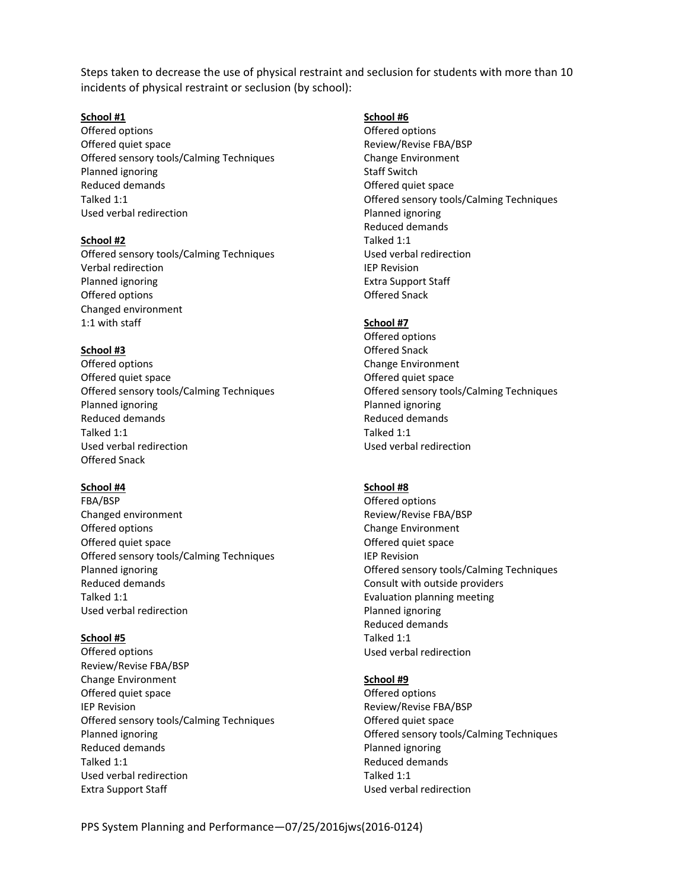Steps taken to decrease the use of physical restraint and seclusion for students with more than 10 incidents of physical restraint or seclusion (by school):

**School #1**

Offered options
Offered quiet space
Offered sensory tools/Calming Techniques
Planned ignoring
Reduced demands
Talked 1:1
Used verbal redirection

**School #2**

Offered sensory tools/Calming Techniques
Verbal redirection
Planned ignoring
Offered options
Changed environment
1:1 with staff

**School #3**

Offered options
Offered quiet space
Offered sensory tools/Calming Techniques
Planned ignoring
Reduced demands
Talked 1:1
Used verbal redirection
Offered Snack

**School #4**

FBA/BSP
Changed environment
Offered options
Offered quiet space
Offered sensory tools/Calming Techniques
Planned ignoring
Reduced demands
Talked 1:1
Used verbal redirection

**School #5**

Offered options
Review/Revise FBA/BSP
Change Environment
Offered quiet space
IEP Revision
Offered sensory tools/Calming Techniques
Planned ignoring
Reduced demands
Talked 1:1
Used verbal redirection
Extra Support Staff

**School #6**

Offered options
Review/Revise FBA/BSP
Change Environment
Staff Switch
Offered quiet space
Offered sensory tools/Calming Techniques
Planned ignoring
Reduced demands
Talked 1:1
Used verbal redirection
IEP Revision
Extra Support Staff
Offered Snack

**School #7**

Offered options
Offered Snack
Change Environment
Offered quiet space
Offered sensory tools/Calming Techniques
Planned ignoring
Reduced demands
Talked 1:1
Used verbal redirection

**School #8**

Offered options
Review/Revise FBA/BSP
Change Environment
Offered quiet space
IEP Revision
Offered sensory tools/Calming Techniques
Consult with outside providers
Evaluation planning meeting
Planned ignoring
Reduced demands
Talked 1:1
Used verbal redirection

**School #9**

Offered options
Review/Revise FBA/BSP
Offered quiet space
Offered sensory tools/Calming Techniques
Planned ignoring
Reduced demands
Talked 1:1
Used verbal redirection